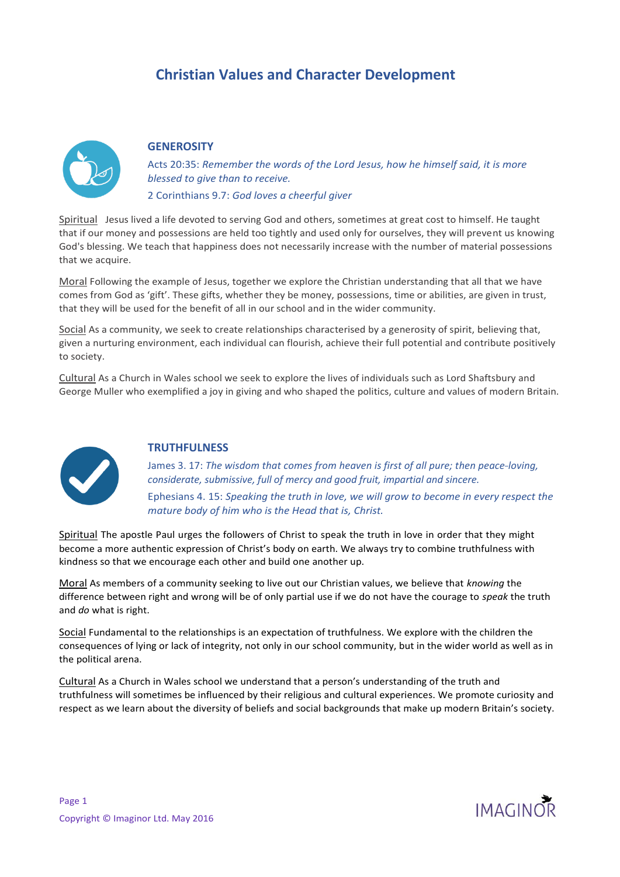# Christian Values and Character Development

## GENEROSITY

Acts 20:35: *Remember the words of the Lord Jesus, how he himself said, it is more blessed to give than to receive.*

2 Corinthians 9.7: *God loves a cheerful giver*

Spiritual Jesus lived a life devoted to serving God and others, sometimes at great cost to himself. He taught that if our money and possessions are held too tightly and used only for ourselves, they will prevent us knowing God's blessing. We teach that happiness does not necessarily increase with the number of material possessions that we acquire.

Moral Following the example of Jesus, together we explore the Christian understanding that all that we have comes from God as 'gift'. These gifts, whether they be money, possessions, time or abilities, are given in trust, that they will be used for the benefit of all in our school and in the wider community.

Social As a community, we seek to create relationships characterised by a generosity of spirit, believing that, given a nurturing environment, each individual can flourish, achieve their full potential and contribute positively to society.

Cultural As a Church in Wales school we seek to explore the lives of individuals such as Lord Shaftsbury and George Muller who exemplified a joy in giving and who shaped the politics, culture and values of modern Britain.

## TRUTHFULNESS

James 3. 17: *The wisdom that comes from heaven is first of all pure; then peace-loving, considerate, submissive, full of mercy and good fruit, impartial and sincere.*

Ephesians 4. 15: *Speaking the truth in love, we will grow to become in every respect the mature body of him who is the Head that is, Christ.*

Spiritual The apostle Paul urges the followers of Christ to speak the truth in love in order that they might become a more authentic expression of Christ's body on earth. We always try to combine truthfulness with kindness so that we encourage each other and build one another up.

Moral As members of a community seeking to live out our Christian values, we believe that *knowing* the difference between right and wrong will be of only partial use if we do not have the courage to *speak* the truth and *do* what is right.

Social Fundamental to the relationships is an expectation of truthfulness. We explore with the children the consequences of lying or lack of integrity, not only in our school community, but in the wider world as well as in the political arena.

Cultural As a Church in Wales school we understand that a person's understanding of the truth and truthfulness will sometimes be influenced by their religious and cultural experiences. We promote curiosity and respect as we learn about the diversity of beliefs and social backgrounds that make up modern Britain's society.

Copyright © Imaginor Ltd. May 2016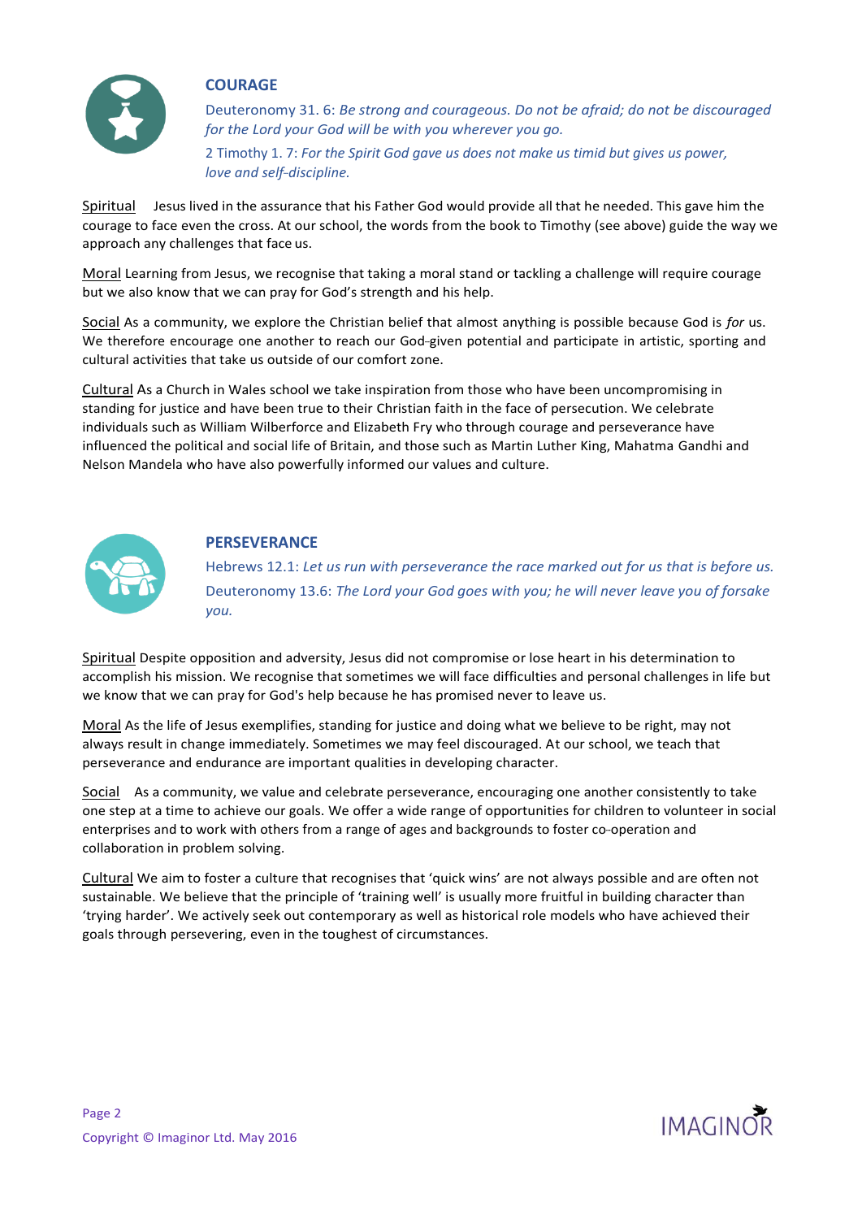## COURAGE

Deuteronomy 31. 6: *Be strong and courageous. Do not be afraid; do not be discouraged for the Lord your God will be with you wherever you go.*

2 Timothy 1. 7: *For the Spirit God gave us does not make us timid but gives us power, love and self-discipline.*

Spiritual Jesus lived in the assurance that his Father God would provide all that he needed. This gave him the courage to face even the cross. At our school, the words from the book to Timothy (see above) guide the way we approach any challenges that face us.

Moral Learning from Jesus, we recognise that taking a moral stand or tackling a challenge will require courage but we also know that we can pray for God's strength and his help.

Social As a community, we explore the Christian belief that almost anything is possible because God is *for* us. We therefore encourage one another to reach our God-given potential and participate in artistic, sporting and cultural activities that take us outside of our comfort zone.

Cultural As a Church in Wales school we take inspiration from those who have been uncompromising in standing for justice and have been true to their Christian faith in the face of persecution. We celebrate individuals such as William Wilberforce and Elizabeth Fry who through courage and perseverance have influenced the political and social life of Britain, and those such as Martin Luther King, Mahatma Gandhi and Nelson Mandela who have also powerfully informed our values and culture.

## PERSEVERANCE

Hebrews 12.1: *Let us run with perseverance the race marked out for us that is before us.*

Deuteronomy 13.6: *The Lord your God goes with you; he will never leave you of forsake you.*

Spiritual Despite opposition and adversity, Jesus did not compromise or lose heart in his determination to accomplish his mission. We recognise that sometimes we will face difficulties and personal challenges in life but we know that we can pray for God's help because he has promised never to leave us.

Moral As the life of Jesus exemplifies, standing for justice and doing what we believe to be right, may not always result in change immediately. Sometimes we may feel discouraged. At our school, we teach that perseverance and endurance are important qualities in developing character.

Social As a community, we value and celebrate perseverance, encouraging one another consistently to take one step at a time to achieve our goals. We offer a wide range of opportunities for children to volunteer in social enterprises and to work with others from a range of ages and backgrounds to foster co-operation and collaboration in problem solving.

Cultural We aim to foster a culture that recognises that 'quick wins' are not always possible and are often not sustainable. We believe that the principle of 'training well' is usually more fruitful in building character than 'trying harder'. We actively seek out contemporary as well as historical role models who have achieved their goals through persevering, even in the toughest of circumstances.

Copyright © Imaginor Ltd. May 2016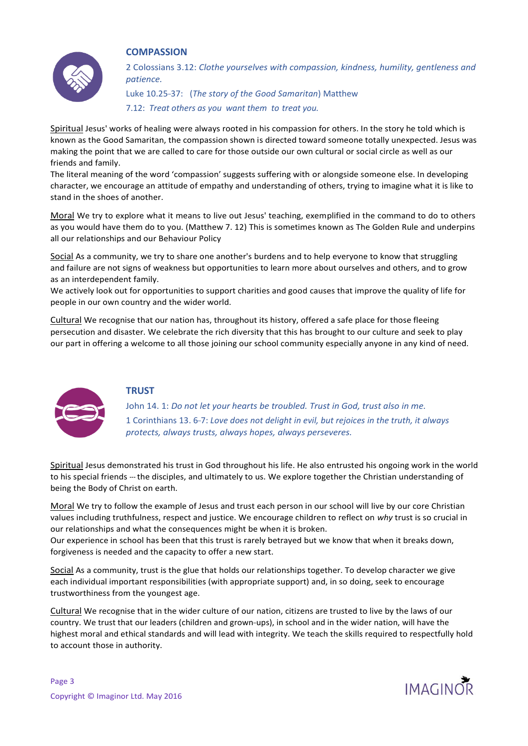## COMPASSION

2 Colossians 3.12: *Clothe yourselves with compassion, kindness, humility, gentleness and patience.*

Luke 10.25-37: (*The story of the Good Samaritan*) Matthew 7.12: *Treat others as you want them to treat you.*

Spiritual Jesus' works of healing were always rooted in his compassion for others. In the story he told which is known as the Good Samaritan, the compassion shown is directed toward someone totally unexpected. Jesus was making the point that we are called to care for those outside our own cultural or social circle as well as our friends and family.

The literal meaning of the word 'compassion' suggests suffering with or alongside someone else. In developing character, we encourage an attitude of empathy and understanding of others, trying to imagine what it is like to stand in the shoes of another.

Moral We try to explore what it means to live out Jesus' teaching, exemplified in the command to do to others as you would have them do to you. (Matthew 7. 12) This is sometimes known as The Golden Rule and underpins all our relationships and our Behaviour Policy

Social As a community, we try to share one another's burdens and to help everyone to know that struggling and failure are not signs of weakness but opportunities to learn more about ourselves and others, and to grow as an interdependent family.

We actively look out for opportunities to support charities and good causes that improve the quality of life for people in our own country and the wider world.

Cultural We recognise that our nation has, throughout its history, offered a safe place for those fleeing persecution and disaster. We celebrate the rich diversity that this has brought to our culture and seek to play our part in offering a welcome to all those joining our school community especially anyone in any kind of need.

## TRUST

John 14. 1: *Do not let your hearts be troubled. Trust in God, trust also in me.*

1 Corinthians 13. 6-7: *Love does not delight in evil, but rejoices in the truth, it always protects, always trusts, always hopes, always perseveres.*

Spiritual Jesus demonstrated his trust in God throughout his life. He also entrusted his ongoing work in the world to his special friends --- the disciples, and ultimately to us. We explore together the Christian understanding of being the Body of Christ on earth.

Moral We try to follow the example of Jesus and trust each person in our school will live by our core Christian values including truthfulness, respect and justice. We encourage children to reflect on *why* trust is so crucial in our relationships and what the consequences might be when it is broken.

Our experience in school has been that this trust is rarely betrayed but we know that when it breaks down, forgiveness is needed and the capacity to offer a new start.

Social As a community, trust is the glue that holds our relationships together. To develop character we give each individual important responsibilities (with appropriate support) and, in so doing, seek to encourage trustworthiness from the youngest age.

Cultural We recognise that in the wider culture of our nation, citizens are trusted to live by the laws of our country. We trust that our leaders (children and grown-ups), in school and in the wider nation, will have the highest moral and ethical standards and will lead with integrity. We teach the skills required to respectfully hold to account those in authority.

Copyright © Imaginor Ltd. May 2016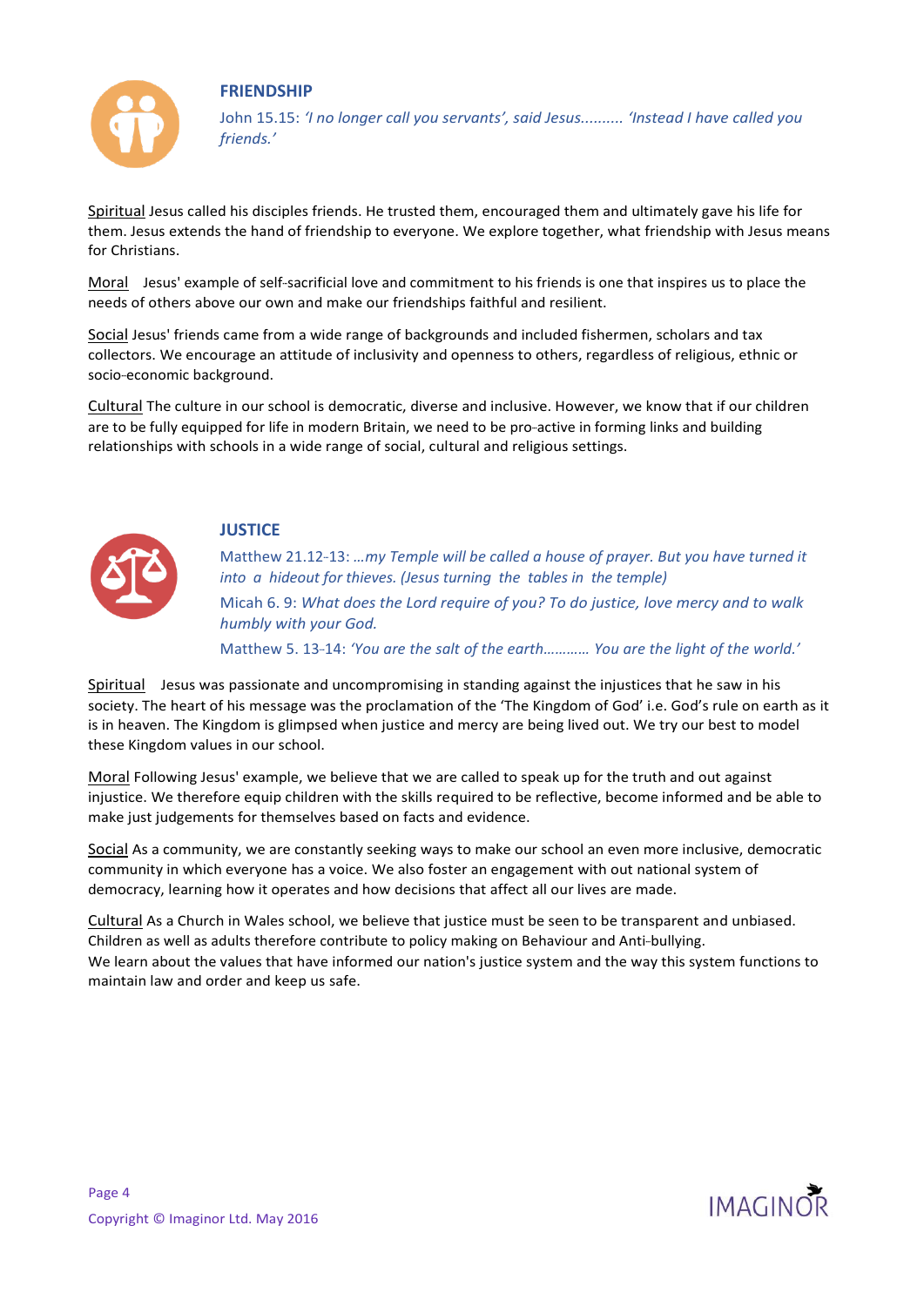## FRIENDSHIP

John 15.15: *'I no longer call you servants', said Jesus.......... 'Instead I have called you friends.'*

Spiritual Jesus called his disciples friends. He trusted them, encouraged them and ultimately gave his life for them. Jesus extends the hand of friendship to everyone. We explore together, what friendship with Jesus means for Christians.

Moral Jesus' example of self-sacrificial love and commitment to his friends is one that inspires us to place the needs of others above our own and make our friendships faithful and resilient.

Social Jesus' friends came from a wide range of backgrounds and included fishermen, scholars and tax collectors. We encourage an attitude of inclusivity and openness to others, regardless of religious, ethnic or socio-economic background.

Cultural The culture in our school is democratic, diverse and inclusive. However, we know that if our children are to be fully equipped for life in modern Britain, we need to be pro-active in forming links and building relationships with schools in a wide range of social, cultural and religious settings.

## JUSTICE

Matthew 21.12-13: *...my Temple will be called a house of prayer. But you have turned it into a hideout for thieves. (Jesus turning the tables in the temple)*

Micah 6. 9: *What does the Lord require of you? To do justice, love mercy and to walk humbly with your God.*

Matthew 5. 13-14: *'You are the salt of the earth........... You are the light of the world.'*

Spiritual Jesus was passionate and uncompromising in standing against the injustices that he saw in his society. The heart of his message was the proclamation of the 'The Kingdom of God' i.e. God's rule on earth as it is in heaven. The Kingdom is glimpsed when justice and mercy are being lived out. We try our best to model these Kingdom values in our school.

Moral Following Jesus' example, we believe that we are called to speak up for the truth and out against injustice. We therefore equip children with the skills required to be reflective, become informed and be able to make just judgements for themselves based on facts and evidence.

Social As a community, we are constantly seeking ways to make our school an even more inclusive, democratic community in which everyone has a voice. We also foster an engagement with out national system of democracy, learning how it operates and how decisions that affect all our lives are made.

Cultural As a Church in Wales school, we believe that justice must be seen to be transparent and unbiased. Children as well as adults therefore contribute to policy making on Behaviour and Anti-bullying.
We learn about the values that have informed our nation's justice system and the way this system functions to maintain law and order and keep us safe.

Copyright © Imaginor Ltd. May 2016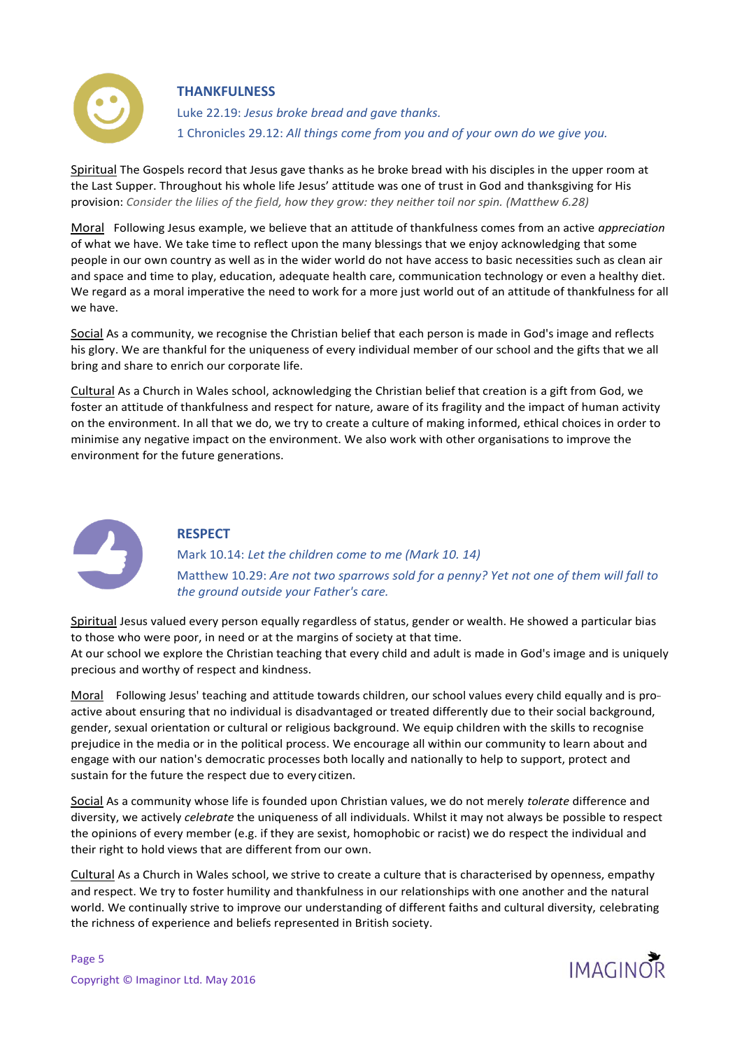## THANKFULNESS

Luke 22.19: *Jesus broke bread and gave thanks.*

1 Chronicles 29.12: *All things come from you and of your own do we give you.*

Spiritual The Gospels record that Jesus gave thanks as he broke bread with his disciples in the upper room at the Last Supper. Throughout his whole life Jesus' attitude was one of trust in God and thanksgiving for His provision: *Consider the lilies of the field, how they grow: they neither toil nor spin. (Matthew 6.28)*

Moral Following Jesus example, we believe that an attitude of thankfulness comes from an active *appreciation* of what we have. We take time to reflect upon the many blessings that we enjoy acknowledging that some people in our own country as well as in the wider world do not have access to basic necessities such as clean air and space and time to play, education, adequate health care, communication technology or even a healthy diet. We regard as a moral imperative the need to work for a more just world out of an attitude of thankfulness for all we have.

Social As a community, we recognise the Christian belief that each person is made in God's image and reflects his glory. We are thankful for the uniqueness of every individual member of our school and the gifts that we all bring and share to enrich our corporate life.

Cultural As a Church in Wales school, acknowledging the Christian belief that creation is a gift from God, we foster an attitude of thankfulness and respect for nature, aware of its fragility and the impact of human activity on the environment. In all that we do, we try to create a culture of making informed, ethical choices in order to minimise any negative impact on the environment. We also work with other organisations to improve the environment for the future generations.

## RESPECT

Mark 10.14: *Let the children come to me (Mark 10. 14)*

Matthew 10.29: *Are not two sparrows sold for a penny? Yet not one of them will fall to the ground outside your Father's care.*

Spiritual Jesus valued every person equally regardless of status, gender or wealth. He showed a particular bias to those who were poor, in need or at the margins of society at that time.
At our school we explore the Christian teaching that every child and adult is made in God's image and is uniquely precious and worthy of respect and kindness.

Moral Following Jesus' teaching and attitude towards children, our school values every child equally and is pro-active about ensuring that no individual is disadvantaged or treated differently due to their social background, gender, sexual orientation or cultural or religious background. We equip children with the skills to recognise prejudice in the media or in the political process. We encourage all within our community to learn about and engage with our nation's democratic processes both locally and nationally to help to support, protect and sustain for the future the respect due to every citizen.

Social As a community whose life is founded upon Christian values, we do not merely *tolerate* difference and diversity, we actively *celebrate* the uniqueness of all individuals. Whilst it may not always be possible to respect the opinions of every member (e.g. if they are sexist, homophobic or racist) we do respect the individual and their right to hold views that are different from our own.

Cultural As a Church in Wales school, we strive to create a culture that is characterised by openness, empathy and respect. We try to foster humility and thankfulness in our relationships with one another and the natural world. We continually strive to improve our understanding of different faiths and cultural diversity, celebrating the richness of experience and beliefs represented in British society.

Copyright © Imaginor Ltd. May 2016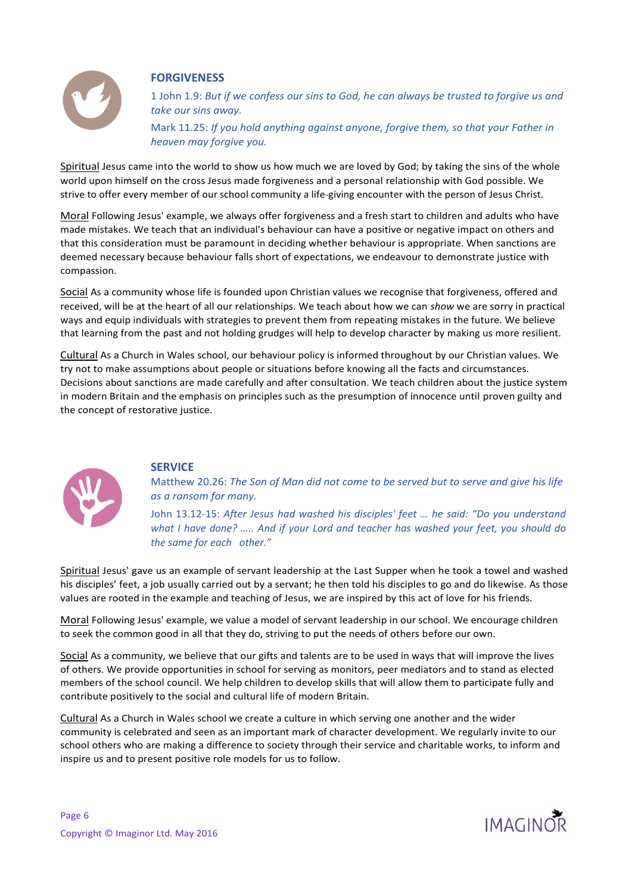## FORGIVENESS

1 John 1.9: *But if we confess our sins to God, he can always be trusted to forgive us and take our sins away.*

Mark 11.25: *If you hold anything against anyone, forgive them, so that your Father in heaven may forgive you.*

Spiritual Jesus came into the world to show us how much we are loved by God; by taking the sins of the whole world upon himself on the cross Jesus made forgiveness and a personal relationship with God possible. We strive to offer every member of our school community a life-giving encounter with the person of Jesus Christ.

Moral Following Jesus' example, we always offer forgiveness and a fresh start to children and adults who have made mistakes. We teach that an individual's behaviour can have a positive or negative impact on others and that this consideration must be paramount in deciding whether behaviour is appropriate. When sanctions are deemed necessary because behaviour falls short of expectations, we endeavour to demonstrate justice with compassion.

Social As a community whose life is founded upon Christian values we recognise that forgiveness, offered and received, will be at the heart of all our relationships. We teach about how we can *show* we are sorry in practical ways and equip individuals with strategies to prevent them from repeating mistakes in the future. We believe that learning from the past and not holding grudges will help to develop character by making us more resilient.

Cultural As a Church in Wales school, our behaviour policy is informed throughout by our Christian values. We try not to make assumptions about people or situations before knowing all the facts and circumstances. Decisions about sanctions are made carefully and after consultation. We teach children about the justice system in modern Britain and the emphasis on principles such as the presumption of innocence until proven guilty and the concept of restorative justice.

## SERVICE

Matthew 20.26: *The Son of Man did not come to be served but to serve and give his life as a ransom for many.*

John 13.12-15: *After Jesus had washed his disciples' feet … he said: "Do you understand what I have done? ….. And if your Lord and teacher has washed your feet, you should do the same for each other."*

Spiritual Jesus' gave us an example of servant leadership at the Last Supper when he took a towel and washed his disciples' feet, a job usually carried out by a servant; he then told his disciples to go and do likewise. As those values are rooted in the example and teaching of Jesus, we are inspired by this act of love for his friends.

Moral Following Jesus' example, we value a model of servant leadership in our school. We encourage children to seek the common good in all that they do, striving to put the needs of others before our own.

Social As a community, we believe that our gifts and talents are to be used in ways that will improve the lives of others. We provide opportunities in school for serving as monitors, peer mediators and to stand as elected members of the school council. We help children to develop skills that will allow them to participate fully and contribute positively to the social and cultural life of modern Britain.

Cultural As a Church in Wales school we create a culture in which serving one another and the wider community is celebrated and seen as an important mark of character development. We regularly invite to our school others who are making a difference to society through their service and charitable works, to inform and inspire us and to present positive role models for us to follow.

Copyright © Imaginor Ltd. May 2016